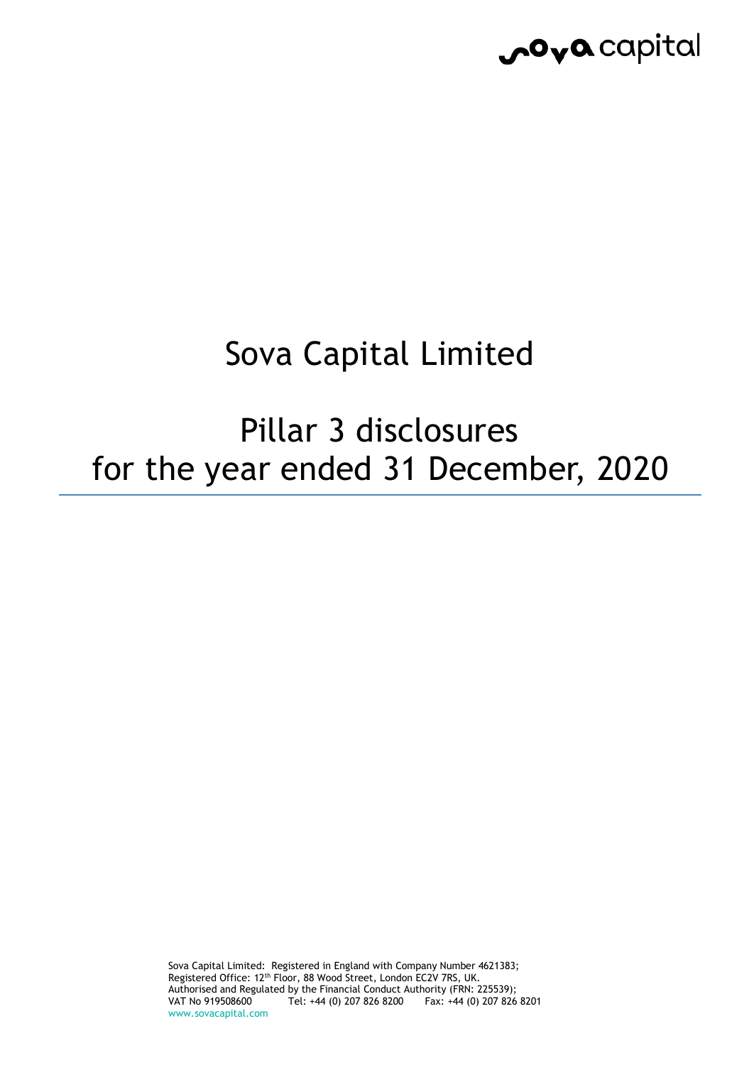sova capital

# Sova Capital Limited

# Pillar 3 disclosures for the year ended 31 December, 2020

Sova Capital Limited: Registered in England with Company Number 4621383;
Registered Office: 12th Floor, 88 Wood Street, London EC2V 7RS, UK.
Authorised and Regulated by the Financial Conduct Authority (FRN: 225539);
VAT No 919508600 Tel: +44 (0) 207 826 8200 Fax: +44 (0) 207 826 8201
www.sovacapital.com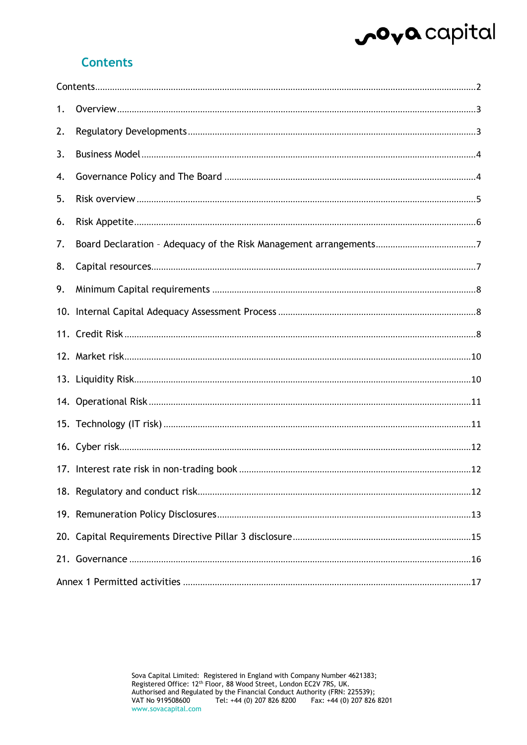## Contents

Contents........................................................................................................................................2

1. Overview................................................................................................................................3
2. Regulatory Developments....................................................................................................3
3. Business Model......................................................................................................................4
4. Governance Policy and The Board .....................................................................................4
5. Risk overview ........................................................................................................................5
6. Risk Appetite.........................................................................................................................6
7. Board Declaration – Adequacy of the Risk Management arrangements.........................7
8. Capital resources..................................................................................................................7
9. Minimum Capital requirements ..........................................................................................8
10. Internal Capital Adequacy Assessment Process ...............................................................8
11. Credit Risk ............................................................................................................................8
12. Market risk..........................................................................................................................10
13. Liquidity Risk.......................................................................................................................10
14. Operational Risk .................................................................................................................11
15. Technology (IT risk) ...........................................................................................................11
16. Cyber risk............................................................................................................................12
17. Interest rate risk in non-trading book .............................................................................12
18. Regulatory and conduct risk..............................................................................................12
19. Remuneration Policy Disclosures......................................................................................13
20. Capital Requirements Directive Pillar 3 disclosure........................................................15
21. Governance .........................................................................................................................16

Annex 1 Permitted activities .....................................................................................................17

Sova Capital Limited: Registered in England with Company Number 4621383;
Registered Office: 12th Floor, 88 Wood Street, London EC2V 7RS, UK.
Authorised and Regulated by the Financial Conduct Authority (FRN: 225539);
VAT No 919508600 Tel: +44 (0) 207 826 8200 Fax: +44 (0) 207 826 8201
www.sovacapital.com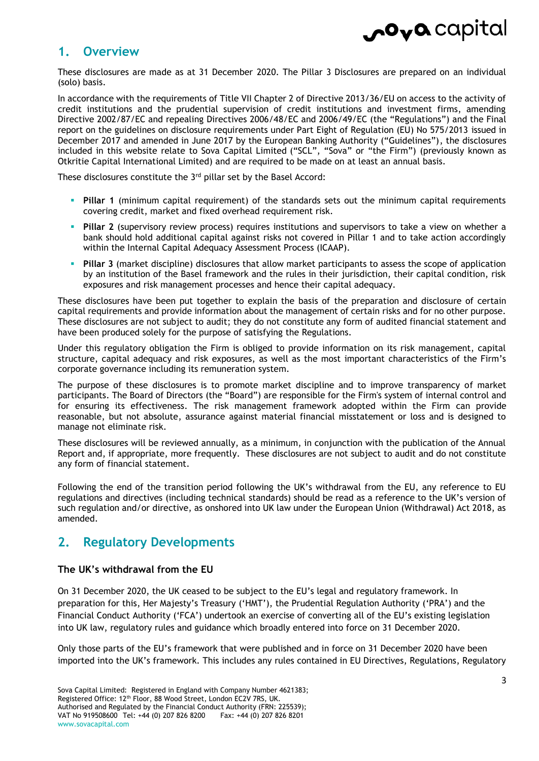## 1. Overview

These disclosures are made as at 31 December 2020. The Pillar 3 Disclosures are prepared on an individual (solo) basis.

In accordance with the requirements of Title VII Chapter 2 of Directive 2013/36/EU on access to the activity of credit institutions and the prudential supervision of credit institutions and investment firms, amending Directive 2002/87/EC and repealing Directives 2006/48/EC and 2006/49/EC (the "Regulations") and the Final report on the guidelines on disclosure requirements under Part Eight of Regulation (EU) No 575/2013 issued in December 2017 and amended in June 2017 by the European Banking Authority ("Guidelines"), the disclosures included in this website relate to Sova Capital Limited ("SCL", "Sova" or "the Firm") (previously known as Otkritie Capital International Limited) and are required to be made on at least an annual basis.

These disclosures constitute the 3rd pillar set by the Basel Accord:

- **Pillar 1** (minimum capital requirement) of the standards sets out the minimum capital requirements covering credit, market and fixed overhead requirement risk.
- **Pillar 2** (supervisory review process) requires institutions and supervisors to take a view on whether a bank should hold additional capital against risks not covered in Pillar 1 and to take action accordingly within the Internal Capital Adequacy Assessment Process (ICAAP).
- **Pillar 3** (market discipline) disclosures that allow market participants to assess the scope of application by an institution of the Basel framework and the rules in their jurisdiction, their capital condition, risk exposures and risk management processes and hence their capital adequacy.

These disclosures have been put together to explain the basis of the preparation and disclosure of certain capital requirements and provide information about the management of certain risks and for no other purpose. These disclosures are not subject to audit; they do not constitute any form of audited financial statement and have been produced solely for the purpose of satisfying the Regulations.

Under this regulatory obligation the Firm is obliged to provide information on its risk management, capital structure, capital adequacy and risk exposures, as well as the most important characteristics of the Firm's corporate governance including its remuneration system.

The purpose of these disclosures is to promote market discipline and to improve transparency of market participants. The Board of Directors (the "Board") are responsible for the Firm's system of internal control and for ensuring its effectiveness. The risk management framework adopted within the Firm can provide reasonable, but not absolute, assurance against material financial misstatement or loss and is designed to manage not eliminate risk.

These disclosures will be reviewed annually, as a minimum, in conjunction with the publication of the Annual Report and, if appropriate, more frequently. These disclosures are not subject to audit and do not constitute any form of financial statement.

Following the end of the transition period following the UK's withdrawal from the EU, any reference to EU regulations and directives (including technical standards) should be read as a reference to the UK's version of such regulation and/or directive, as onshored into UK law under the European Union (Withdrawal) Act 2018, as amended.

## 2. Regulatory Developments

### The UK's withdrawal from the EU

On 31 December 2020, the UK ceased to be subject to the EU's legal and regulatory framework. In preparation for this, Her Majesty's Treasury ('HMT'), the Prudential Regulation Authority ('PRA') and the Financial Conduct Authority ('FCA') undertook an exercise of converting all of the EU's existing legislation into UK law, regulatory rules and guidance which broadly entered into force on 31 December 2020.

Only those parts of the EU's framework that were published and in force on 31 December 2020 have been imported into the UK's framework. This includes any rules contained in EU Directives, Regulations, Regulatory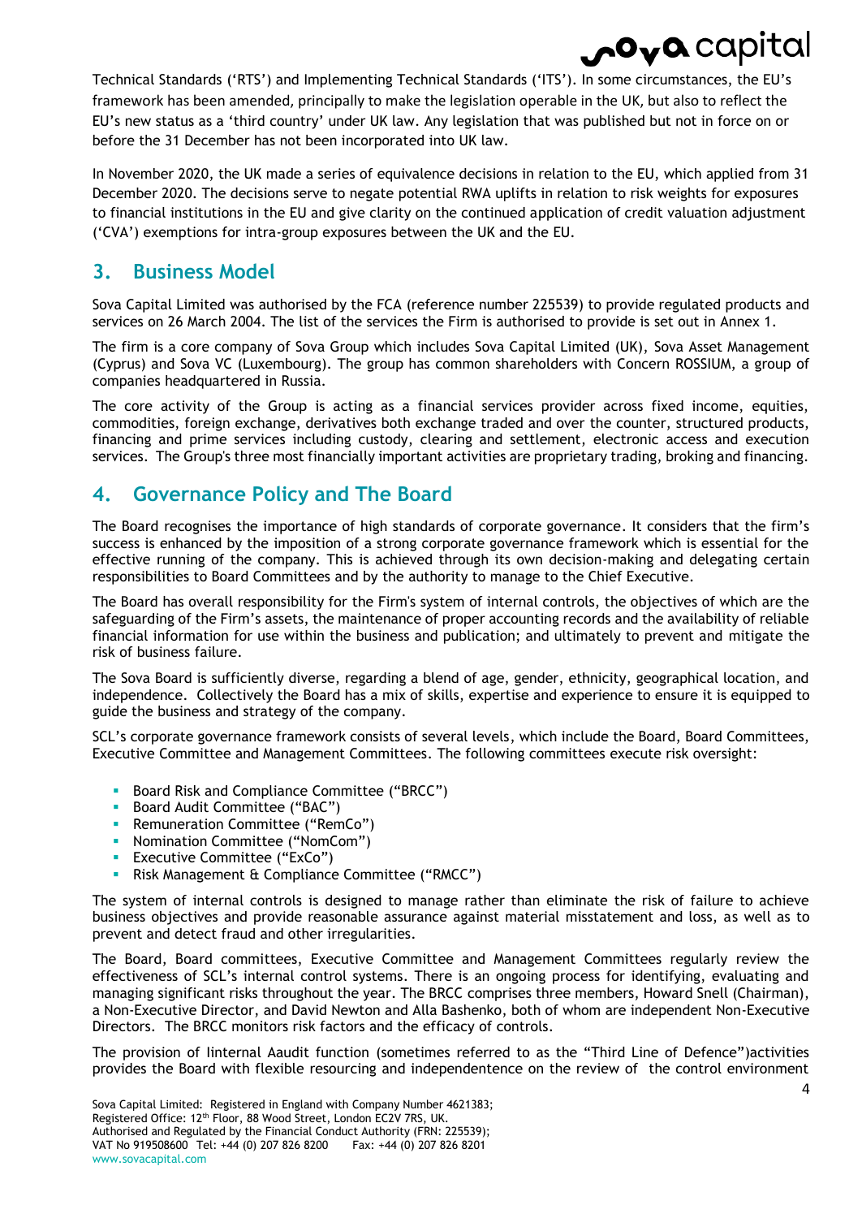Technical Standards ('RTS') and Implementing Technical Standards ('ITS'). In some circumstances, the EU's framework has been amended, principally to make the legislation operable in the UK, but also to reflect the EU's new status as a 'third country' under UK law. Any legislation that was published but not in force on or before the 31 December has not been incorporated into UK law.

In November 2020, the UK made a series of equivalence decisions in relation to the EU, which applied from 31 December 2020. The decisions serve to negate potential RWA uplifts in relation to risk weights for exposures to financial institutions in the EU and give clarity on the continued application of credit valuation adjustment ('CVA') exemptions for intra-group exposures between the UK and the EU.

## 3. Business Model

Sova Capital Limited was authorised by the FCA (reference number 225539) to provide regulated products and services on 26 March 2004. The list of the services the Firm is authorised to provide is set out in Annex 1.

The firm is a core company of Sova Group which includes Sova Capital Limited (UK), Sova Asset Management (Cyprus) and Sova VC (Luxembourg). The group has common shareholders with Concern ROSSIUM, a group of companies headquartered in Russia.

The core activity of the Group is acting as a financial services provider across fixed income, equities, commodities, foreign exchange, derivatives both exchange traded and over the counter, structured products, financing and prime services including custody, clearing and settlement, electronic access and execution services. The Group's three most financially important activities are proprietary trading, broking and financing.

## 4. Governance Policy and The Board

The Board recognises the importance of high standards of corporate governance. It considers that the firm's success is enhanced by the imposition of a strong corporate governance framework which is essential for the effective running of the company. This is achieved through its own decision-making and delegating certain responsibilities to Board Committees and by the authority to manage to the Chief Executive.

The Board has overall responsibility for the Firm's system of internal controls, the objectives of which are the safeguarding of the Firm's assets, the maintenance of proper accounting records and the availability of reliable financial information for use within the business and publication; and ultimately to prevent and mitigate the risk of business failure.

The Sova Board is sufficiently diverse, regarding a blend of age, gender, ethnicity, geographical location, and independence. Collectively the Board has a mix of skills, expertise and experience to ensure it is equipped to guide the business and strategy of the company.

SCL's corporate governance framework consists of several levels, which include the Board, Board Committees, Executive Committee and Management Committees. The following committees execute risk oversight:

- Board Risk and Compliance Committee ("BRCC")
- Board Audit Committee ("BAC")
- Remuneration Committee ("RemCo")
- Nomination Committee ("NomCom")
- Executive Committee ("ExCo")
- Risk Management & Compliance Committee ("RMCC")

The system of internal controls is designed to manage rather than eliminate the risk of failure to achieve business objectives and provide reasonable assurance against material misstatement and loss, as well as to prevent and detect fraud and other irregularities.

The Board, Board committees, Executive Committee and Management Committees regularly review the effectiveness of SCL's internal control systems. There is an ongoing process for identifying, evaluating and managing significant risks throughout the year. The BRCC comprises three members, Howard Snell (Chairman), a Non-Executive Director, and David Newton and Alla Bashenko, both of whom are independent Non-Executive Directors. The BRCC monitors risk factors and the efficacy of controls.

The provision of Iinternal Aaudit function (sometimes referred to as the "Third Line of Defence")activities provides the Board with flexible resourcing and independentence on the review of the control environment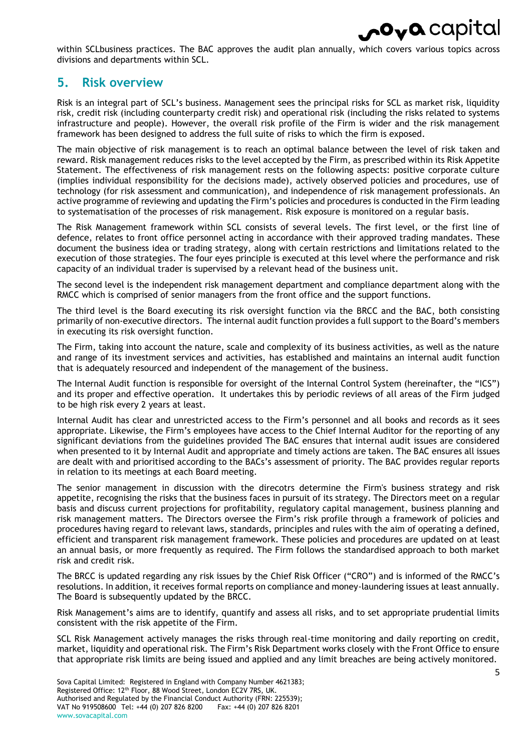within SCLbusiness practices. The BAC approves the audit plan annually, which covers various topics across divisions and departments within SCL.

## 5. Risk overview

Risk is an integral part of SCL's business. Management sees the principal risks for SCL as market risk, liquidity risk, credit risk (including counterparty credit risk) and operational risk (including the risks related to systems infrastructure and people). However, the overall risk profile of the Firm is wider and the risk management framework has been designed to address the full suite of risks to which the firm is exposed.

The main objective of risk management is to reach an optimal balance between the level of risk taken and reward. Risk management reduces risks to the level accepted by the Firm, as prescribed within its Risk Appetite Statement. The effectiveness of risk management rests on the following aspects: positive corporate culture (implies individual responsibility for the decisions made), actively observed policies and procedures, use of technology (for risk assessment and communication), and independence of risk management professionals. An active programme of reviewing and updating the Firm's policies and procedures is conducted in the Firm leading to systematisation of the processes of risk management. Risk exposure is monitored on a regular basis.

The Risk Management framework within SCL consists of several levels. The first level, or the first line of defence, relates to front office personnel acting in accordance with their approved trading mandates. These document the business idea or trading strategy, along with certain restrictions and limitations related to the execution of those strategies. The four eyes principle is executed at this level where the performance and risk capacity of an individual trader is supervised by a relevant head of the business unit.

The second level is the independent risk management department and compliance department along with the RMCC which is comprised of senior managers from the front office and the support functions.

The third level is the Board executing its risk oversight function via the BRCC and the BAC, both consisting primarily of non-executive directors. The internal audit function provides a full support to the Board's members in executing its risk oversight function.

The Firm, taking into account the nature, scale and complexity of its business activities, as well as the nature and range of its investment services and activities, has established and maintains an internal audit function that is adequately resourced and independent of the management of the business.

The Internal Audit function is responsible for oversight of the Internal Control System (hereinafter, the "ICS") and its proper and effective operation. It undertakes this by periodic reviews of all areas of the Firm judged to be high risk every 2 years at least.

Internal Audit has clear and unrestricted access to the Firm's personnel and all books and records as it sees appropriate. Likewise, the Firm's employees have access to the Chief Internal Auditor for the reporting of any significant deviations from the guidelines provided The BAC ensures that internal audit issues are considered when presented to it by Internal Audit and appropriate and timely actions are taken. The BAC ensures all issues are dealt with and prioritised according to the BACs's assessment of priority. The BAC provides regular reports in relation to its meetings at each Board meeting.

The senior management in discussion with the direcotrs determine the Firm's business strategy and risk appetite, recognising the risks that the business faces in pursuit of its strategy. The Directors meet on a regular basis and discuss current projections for profitability, regulatory capital management, business planning and risk management matters. The Directors oversee the Firm's risk profile through a framework of policies and procedures having regard to relevant laws, standards, principles and rules with the aim of operating a defined, efficient and transparent risk management framework. These policies and procedures are updated on at least an annual basis, or more frequently as required. The Firm follows the standardised approach to both market risk and credit risk.

The BRCC is updated regarding any risk issues by the Chief Risk Officer ("CRO") and is informed of the RMCC's resolutions. In addition, it receives formal reports on compliance and money-laundering issues at least annually. The Board is subsequently updated by the BRCC.

Risk Management's aims are to identify, quantify and assess all risks, and to set appropriate prudential limits consistent with the risk appetite of the Firm.

SCL Risk Management actively manages the risks through real-time monitoring and daily reporting on credit, market, liquidity and operational risk. The Firm's Risk Department works closely with the Front Office to ensure that appropriate risk limits are being issued and applied and any limit breaches are being actively monitored.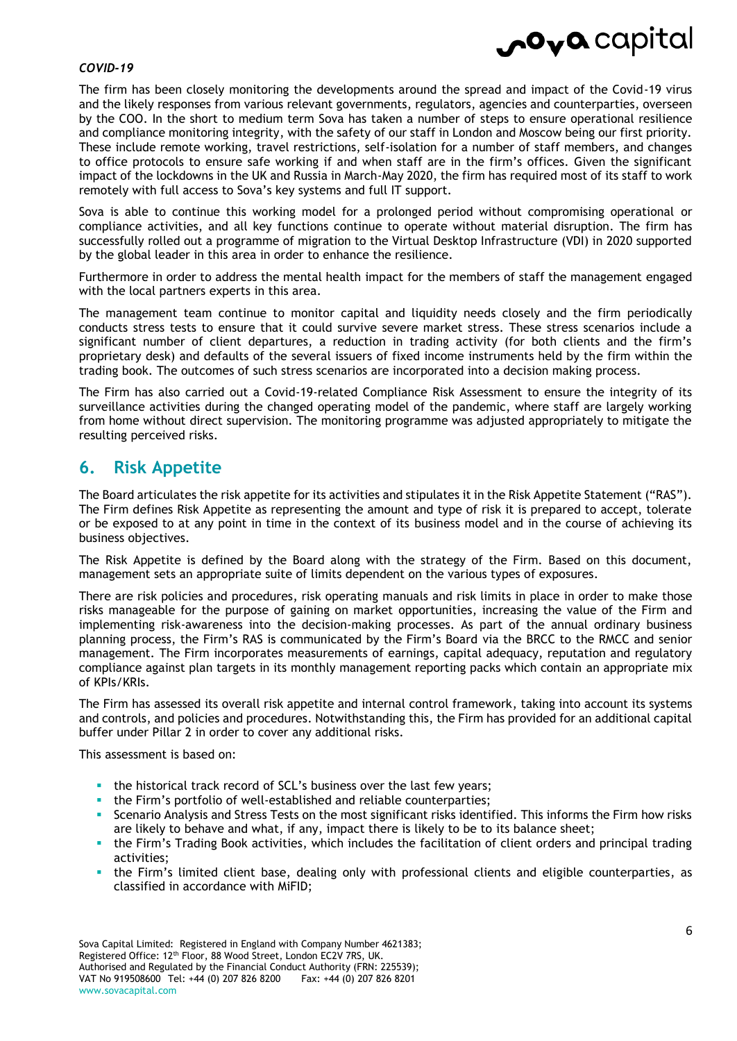*COVID-19*

The firm has been closely monitoring the developments around the spread and impact of the Covid-19 virus and the likely responses from various relevant governments, regulators, agencies and counterparties, overseen by the COO. In the short to medium term Sova has taken a number of steps to ensure operational resilience and compliance monitoring integrity, with the safety of our staff in London and Moscow being our first priority. These include remote working, travel restrictions, self-isolation for a number of staff members, and changes to office protocols to ensure safe working if and when staff are in the firm's offices. Given the significant impact of the lockdowns in the UK and Russia in March-May 2020, the firm has required most of its staff to work remotely with full access to Sova's key systems and full IT support.

Sova is able to continue this working model for a prolonged period without compromising operational or compliance activities, and all key functions continue to operate without material disruption. The firm has successfully rolled out a programme of migration to the Virtual Desktop Infrastructure (VDI) in 2020 supported by the global leader in this area in order to enhance the resilience.

Furthermore in order to address the mental health impact for the members of staff the management engaged with the local partners experts in this area.

The management team continue to monitor capital and liquidity needs closely and the firm periodically conducts stress tests to ensure that it could survive severe market stress. These stress scenarios include a significant number of client departures, a reduction in trading activity (for both clients and the firm's proprietary desk) and defaults of the several issuers of fixed income instruments held by the firm within the trading book. The outcomes of such stress scenarios are incorporated into a decision making process.

The Firm has also carried out a Covid-19-related Compliance Risk Assessment to ensure the integrity of its surveillance activities during the changed operating model of the pandemic, where staff are largely working from home without direct supervision. The monitoring programme was adjusted appropriately to mitigate the resulting perceived risks.

## 6. Risk Appetite

The Board articulates the risk appetite for its activities and stipulates it in the Risk Appetite Statement ("RAS"). The Firm defines Risk Appetite as representing the amount and type of risk it is prepared to accept, tolerate or be exposed to at any point in time in the context of its business model and in the course of achieving its business objectives.

The Risk Appetite is defined by the Board along with the strategy of the Firm. Based on this document, management sets an appropriate suite of limits dependent on the various types of exposures.

There are risk policies and procedures, risk operating manuals and risk limits in place in order to make those risks manageable for the purpose of gaining on market opportunities, increasing the value of the Firm and implementing risk-awareness into the decision-making processes. As part of the annual ordinary business planning process, the Firm's RAS is communicated by the Firm's Board via the BRCC to the RMCC and senior management. The Firm incorporates measurements of earnings, capital adequacy, reputation and regulatory compliance against plan targets in its monthly management reporting packs which contain an appropriate mix of KPIs/KRIs.

The Firm has assessed its overall risk appetite and internal control framework, taking into account its systems and controls, and policies and procedures. Notwithstanding this, the Firm has provided for an additional capital buffer under Pillar 2 in order to cover any additional risks.

This assessment is based on:

- the historical track record of SCL's business over the last few years;
- the Firm's portfolio of well-established and reliable counterparties;
- Scenario Analysis and Stress Tests on the most significant risks identified. This informs the Firm how risks are likely to behave and what, if any, impact there is likely to be to its balance sheet;
- the Firm's Trading Book activities, which includes the facilitation of client orders and principal trading activities;
- the Firm's limited client base, dealing only with professional clients and eligible counterparties, as classified in accordance with MiFID;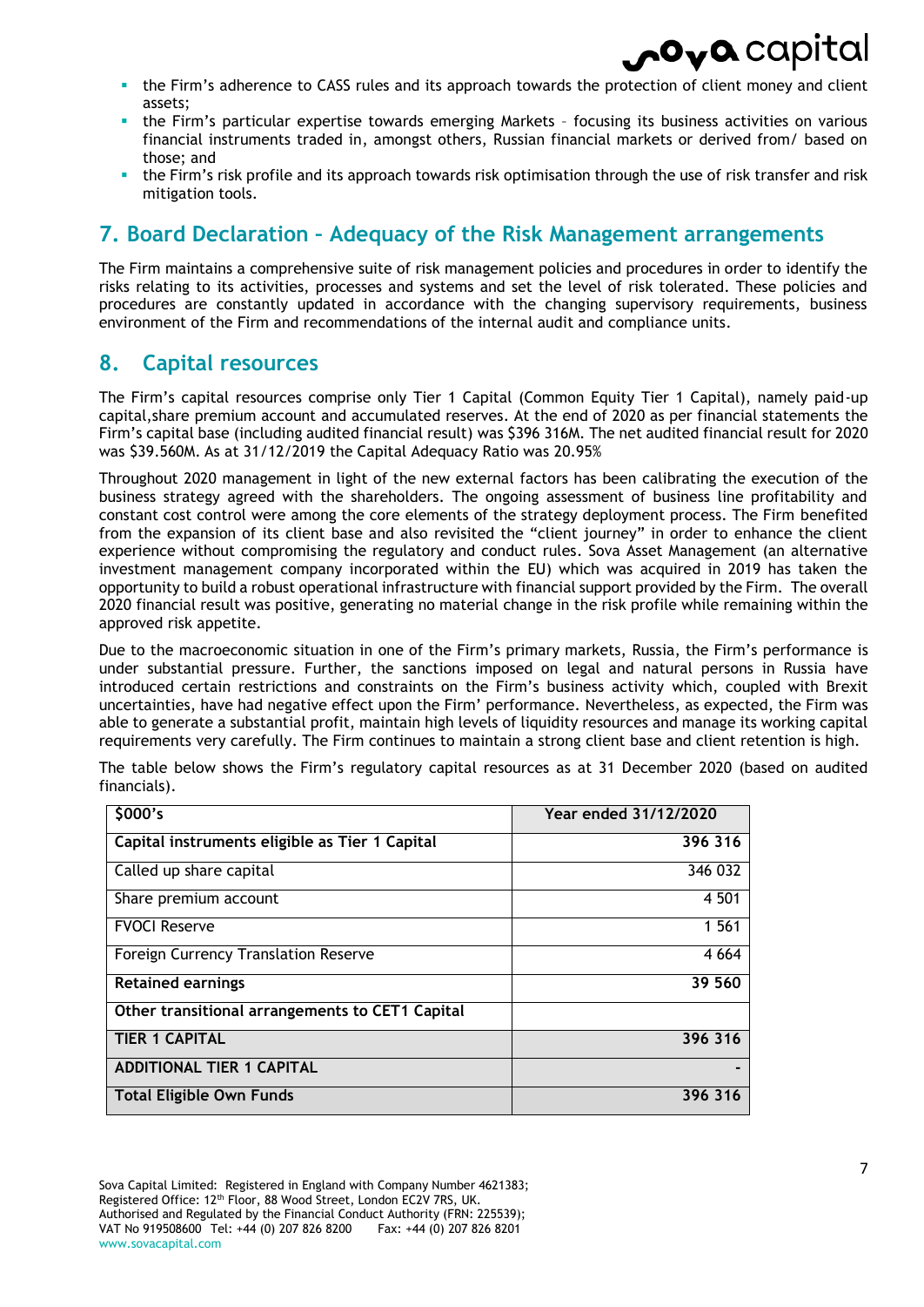- the Firm's adherence to CASS rules and its approach towards the protection of client money and client assets;
- the Firm's particular expertise towards emerging Markets – focusing its business activities on various financial instruments traded in, amongst others, Russian financial markets or derived from/ based on those; and
- the Firm's risk profile and its approach towards risk optimisation through the use of risk transfer and risk mitigation tools.

## 7. Board Declaration – Adequacy of the Risk Management arrangements

The Firm maintains a comprehensive suite of risk management policies and procedures in order to identify the risks relating to its activities, processes and systems and set the level of risk tolerated. These policies and procedures are constantly updated in accordance with the changing supervisory requirements, business environment of the Firm and recommendations of the internal audit and compliance units.

## 8. Capital resources

The Firm's capital resources comprise only Tier 1 Capital (Common Equity Tier 1 Capital), namely paid-up capital,share premium account and accumulated reserves. At the end of 2020 as per financial statements the Firm's capital base (including audited financial result) was $396 316M. The net audited financial result for 2020 was $39.560M. As at 31/12/2019 the Capital Adequacy Ratio was 20.95%

Throughout 2020 management in light of the new external factors has been calibrating the execution of the business strategy agreed with the shareholders. The ongoing assessment of business line profitability and constant cost control were among the core elements of the strategy deployment process. The Firm benefited from the expansion of its client base and also revisited the "client journey" in order to enhance the client experience without compromising the regulatory and conduct rules. Sova Asset Management (an alternative investment management company incorporated within the EU) which was acquired in 2019 has taken the opportunity to build a robust operational infrastructure with financial support provided by the Firm. The overall 2020 financial result was positive, generating no material change in the risk profile while remaining within the approved risk appetite.

Due to the macroeconomic situation in one of the Firm's primary markets, Russia, the Firm's performance is under substantial pressure. Further, the sanctions imposed on legal and natural persons in Russia have introduced certain restrictions and constraints on the Firm's business activity which, coupled with Brexit uncertainties, have had negative effect upon the Firm' performance. Nevertheless, as expected, the Firm was able to generate a substantial profit, maintain high levels of liquidity resources and manage its working capital requirements very carefully. The Firm continues to maintain a strong client base and client retention is high.

The table below shows the Firm's regulatory capital resources as at 31 December 2020 (based on audited financials).

| $000's | Year ended 31/12/2020 |
|---|---|
| **Capital instruments eligible as Tier 1 Capital** | **396 316** |
| Called up share capital | 346 032 |
| Share premium account | 4 501 |
| FVOCI Reserve | 1 561 |
| Foreign Currency Translation Reserve | 4 664 |
| **Retained earnings** | **39 560** |
| **Other transitional arrangements to CET1 Capital** | |
| **TIER 1 CAPITAL** | **396 316** |
| **ADDITIONAL TIER 1 CAPITAL** | **-** |
| **Total Eligible Own Funds** | **396 316** |

Sova Capital Limited: Registered in England with Company Number 4621383;
Registered Office: 12th Floor, 88 Wood Street, London EC2V 7RS, UK.
Authorised and Regulated by the Financial Conduct Authority (FRN: 225539);
VAT No 919508600 Tel: +44 (0) 207 826 8200 Fax: +44 (0) 207 826 8201
www.sovacapital.com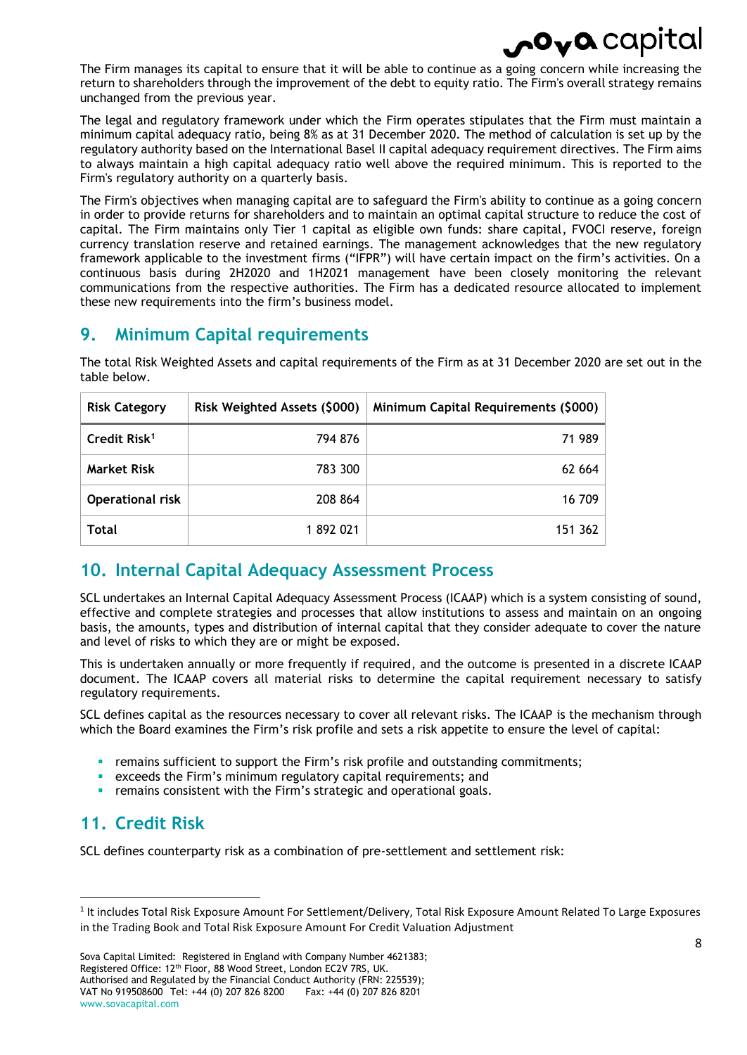The Firm manages its capital to ensure that it will be able to continue as a going concern while increasing the return to shareholders through the improvement of the debt to equity ratio. The Firm's overall strategy remains unchanged from the previous year.

The legal and regulatory framework under which the Firm operates stipulates that the Firm must maintain a minimum capital adequacy ratio, being 8% as at 31 December 2020. The method of calculation is set up by the regulatory authority based on the International Basel II capital adequacy requirement directives. The Firm aims to always maintain a high capital adequacy ratio well above the required minimum. This is reported to the Firm's regulatory authority on a quarterly basis.

The Firm's objectives when managing capital are to safeguard the Firm's ability to continue as a going concern in order to provide returns for shareholders and to maintain an optimal capital structure to reduce the cost of capital. The Firm maintains only Tier 1 capital as eligible own funds: share capital, FVOCI reserve, foreign currency translation reserve and retained earnings. The management acknowledges that the new regulatory framework applicable to the investment firms ("IFPR") will have certain impact on the firm's activities. On a continuous basis during 2H2020 and 1H2021 management have been closely monitoring the relevant communications from the respective authorities. The Firm has a dedicated resource allocated to implement these new requirements into the firm's business model.

## 9. Minimum Capital requirements

The total Risk Weighted Assets and capital requirements of the Firm as at 31 December 2020 are set out in the table below.

| Risk Category | Risk Weighted Assets ($000) | Minimum Capital Requirements ($000) |
|---|---|---|
| **Credit Risk**[1] | 794 876 | 71 989 |
| **Market Risk** | 783 300 | 62 664 |
| **Operational risk** | 208 864 | 16 709 |
| **Total** | 1 892 021 | 151 362 |

## 10. Internal Capital Adequacy Assessment Process

SCL undertakes an Internal Capital Adequacy Assessment Process (ICAAP) which is a system consisting of sound, effective and complete strategies and processes that allow institutions to assess and maintain on an ongoing basis, the amounts, types and distribution of internal capital that they consider adequate to cover the nature and level of risks to which they are or might be exposed.

This is undertaken annually or more frequently if required, and the outcome is presented in a discrete ICAAP document. The ICAAP covers all material risks to determine the capital requirement necessary to satisfy regulatory requirements.

SCL defines capital as the resources necessary to cover all relevant risks. The ICAAP is the mechanism through which the Board examines the Firm's risk profile and sets a risk appetite to ensure the level of capital:

- remains sufficient to support the Firm's risk profile and outstanding commitments;
- exceeds the Firm's minimum regulatory capital requirements; and
- remains consistent with the Firm's strategic and operational goals.

## 11. Credit Risk

SCL defines counterparty risk as a combination of pre-settlement and settlement risk:

[1] It includes Total Risk Exposure Amount For Settlement/Delivery, Total Risk Exposure Amount Related To Large Exposures in the Trading Book and Total Risk Exposure Amount For Credit Valuation Adjustment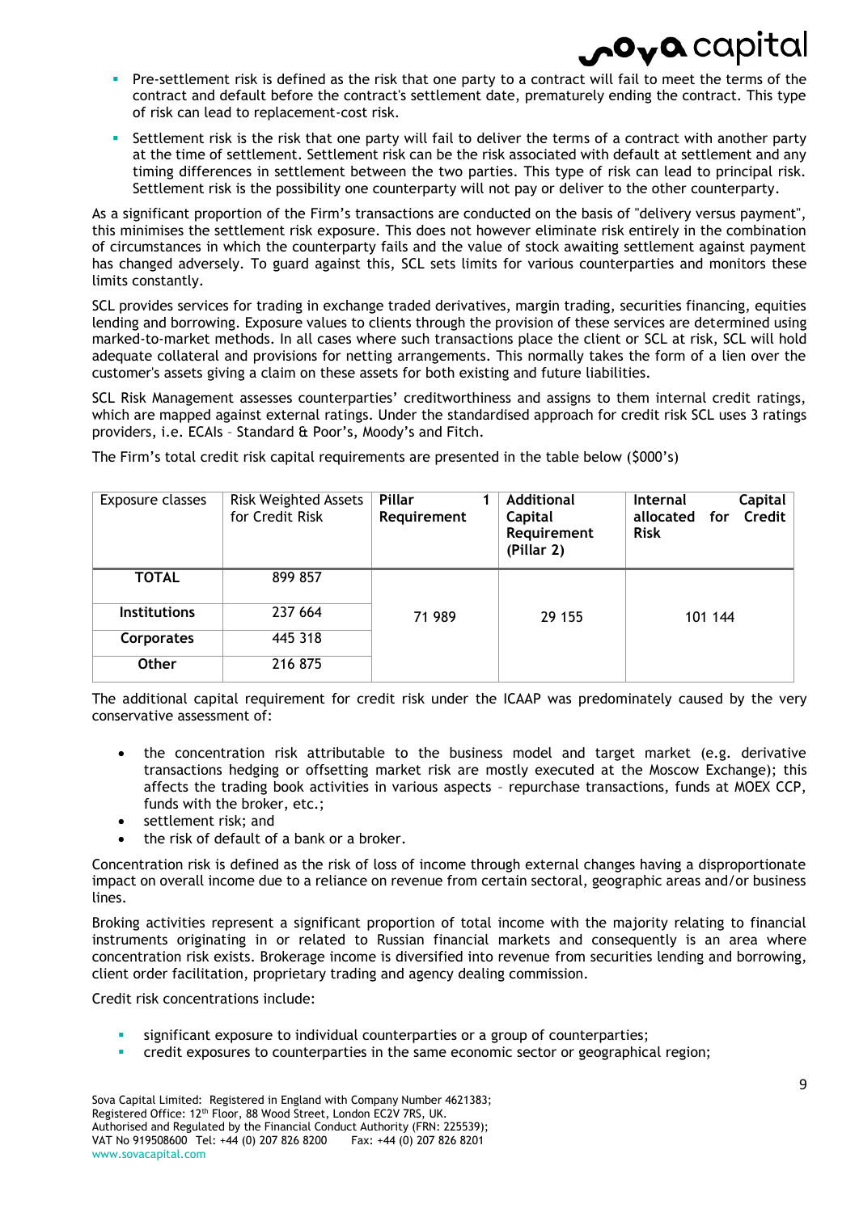- Pre-settlement risk is defined as the risk that one party to a contract will fail to meet the terms of the contract and default before the contract's settlement date, prematurely ending the contract. This type of risk can lead to replacement-cost risk.
- Settlement risk is the risk that one party will fail to deliver the terms of a contract with another party at the time of settlement. Settlement risk can be the risk associated with default at settlement and any timing differences in settlement between the two parties. This type of risk can lead to principal risk. Settlement risk is the possibility one counterparty will not pay or deliver to the other counterparty.

As a significant proportion of the Firm's transactions are conducted on the basis of "delivery versus payment", this minimises the settlement risk exposure. This does not however eliminate risk entirely in the combination of circumstances in which the counterparty fails and the value of stock awaiting settlement against payment has changed adversely. To guard against this, SCL sets limits for various counterparties and monitors these limits constantly.

SCL provides services for trading in exchange traded derivatives, margin trading, securities financing, equities lending and borrowing. Exposure values to clients through the provision of these services are determined using marked-to-market methods. In all cases where such transactions place the client or SCL at risk, SCL will hold adequate collateral and provisions for netting arrangements. This normally takes the form of a lien over the customer's assets giving a claim on these assets for both existing and future liabilities.

SCL Risk Management assesses counterparties' creditworthiness and assigns to them internal credit ratings, which are mapped against external ratings. Under the standardised approach for credit risk SCL uses 3 ratings providers, i.e. ECAIs – Standard & Poor's, Moody's and Fitch.

The Firm's total credit risk capital requirements are presented in the table below ($000's)

| Exposure classes | Risk Weighted Assets for Credit Risk | **Pillar 1 Requirement** | **Additional Capital Requirement (Pillar 2)** | **Internal Capital allocated for Credit Risk** |
|---|---|---|---|---|
| **TOTAL** | 899 857 | 71 989 | 29 155 | 101 144 |
| **Institutions** | 237 664 | | | |
| **Corporates** | 445 318 | | | |
| **Other** | 216 875 | | | |

The additional capital requirement for credit risk under the ICAAP was predominately caused by the very conservative assessment of:

- the concentration risk attributable to the business model and target market (e.g. derivative transactions hedging or offsetting market risk are mostly executed at the Moscow Exchange); this affects the trading book activities in various aspects – repurchase transactions, funds at MOEX CCP, funds with the broker, etc.;
- settlement risk; and
- the risk of default of a bank or a broker.

Concentration risk is defined as the risk of loss of income through external changes having a disproportionate impact on overall income due to a reliance on revenue from certain sectoral, geographic areas and/or business lines.

Broking activities represent a significant proportion of total income with the majority relating to financial instruments originating in or related to Russian financial markets and consequently is an area where concentration risk exists. Brokerage income is diversified into revenue from securities lending and borrowing, client order facilitation, proprietary trading and agency dealing commission.

Credit risk concentrations include:

- significant exposure to individual counterparties or a group of counterparties;
- credit exposures to counterparties in the same economic sector or geographical region;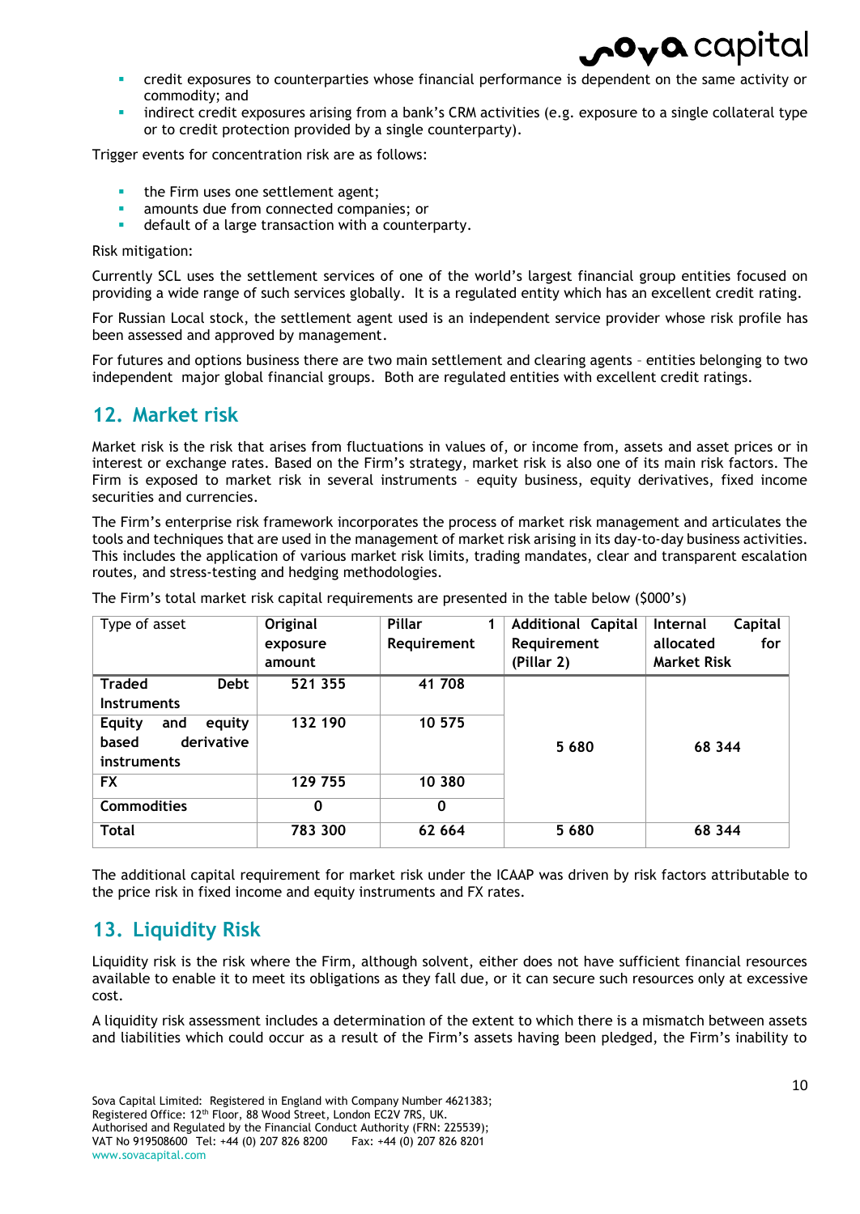- credit exposures to counterparties whose financial performance is dependent on the same activity or commodity; and
- indirect credit exposures arising from a bank's CRM activities (e.g. exposure to a single collateral type or to credit protection provided by a single counterparty).

Trigger events for concentration risk are as follows:

- the Firm uses one settlement agent;
- amounts due from connected companies; or
- default of a large transaction with a counterparty.

Risk mitigation:

Currently SCL uses the settlement services of one of the world's largest financial group entities focused on providing a wide range of such services globally. It is a regulated entity which has an excellent credit rating.

For Russian Local stock, the settlement agent used is an independent service provider whose risk profile has been assessed and approved by management.

For futures and options business there are two main settlement and clearing agents – entities belonging to two independent major global financial groups. Both are regulated entities with excellent credit ratings.

## 12. Market risk

Market risk is the risk that arises from fluctuations in values of, or income from, assets and asset prices or in interest or exchange rates. Based on the Firm's strategy, market risk is also one of its main risk factors. The Firm is exposed to market risk in several instruments – equity business, equity derivatives, fixed income securities and currencies.

The Firm's enterprise risk framework incorporates the process of market risk management and articulates the tools and techniques that are used in the management of market risk arising in its day-to-day business activities. This includes the application of various market risk limits, trading mandates, clear and transparent escalation routes, and stress-testing and hedging methodologies.

The Firm's total market risk capital requirements are presented in the table below ($000's)

| Type of asset | Original exposure amount | Pillar 1 Requirement | Additional Capital Requirement (Pillar 2) | Internal Capital allocated for Market Risk |
|---|---|---|---|---|
| **Traded Debt Instruments** | **521 355** | **41 708** | **5 680** | **68 344** |
| **Equity and equity based derivative instruments** | **132 190** | **10 575** | | |
| **FX** | **129 755** | **10 380** | | |
| **Commodities** | **0** | **0** | | |
| **Total** | **783 300** | **62 664** | **5 680** | **68 344** |

The additional capital requirement for market risk under the ICAAP was driven by risk factors attributable to the price risk in fixed income and equity instruments and FX rates.

## 13. Liquidity Risk

Liquidity risk is the risk where the Firm, although solvent, either does not have sufficient financial resources available to enable it to meet its obligations as they fall due, or it can secure such resources only at excessive cost.

A liquidity risk assessment includes a determination of the extent to which there is a mismatch between assets and liabilities which could occur as a result of the Firm's assets having been pledged, the Firm's inability to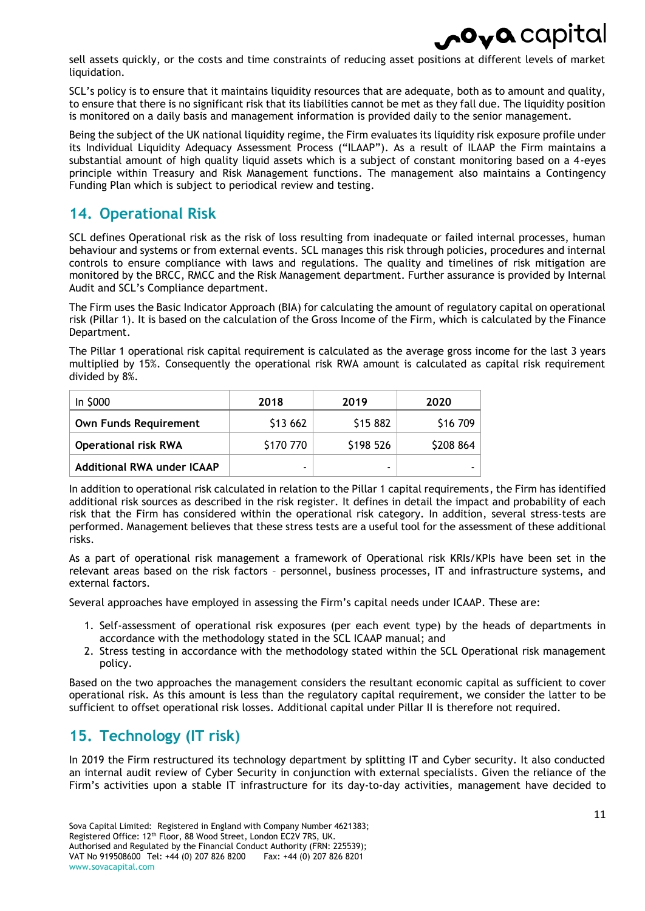sell assets quickly, or the costs and time constraints of reducing asset positions at different levels of market liquidation.

SCL's policy is to ensure that it maintains liquidity resources that are adequate, both as to amount and quality, to ensure that there is no significant risk that its liabilities cannot be met as they fall due. The liquidity position is monitored on a daily basis and management information is provided daily to the senior management.

Being the subject of the UK national liquidity regime, the Firm evaluates its liquidity risk exposure profile under its Individual Liquidity Adequacy Assessment Process ("ILAAP"). As a result of ILAAP the Firm maintains a substantial amount of high quality liquid assets which is a subject of constant monitoring based on a 4-eyes principle within Treasury and Risk Management functions. The management also maintains a Contingency Funding Plan which is subject to periodical review and testing.

## 14. Operational Risk

SCL defines Operational risk as the risk of loss resulting from inadequate or failed internal processes, human behaviour and systems or from external events. SCL manages this risk through policies, procedures and internal controls to ensure compliance with laws and regulations. The quality and timelines of risk mitigation are monitored by the BRCC, RMCC and the Risk Management department. Further assurance is provided by Internal Audit and SCL's Compliance department.

The Firm uses the Basic Indicator Approach (BIA) for calculating the amount of regulatory capital on operational risk (Pillar 1). It is based on the calculation of the Gross Income of the Firm, which is calculated by the Finance Department.

The Pillar 1 operational risk capital requirement is calculated as the average gross income for the last 3 years multiplied by 15%. Consequently the operational risk RWA amount is calculated as capital risk requirement divided by 8%.

| In $000 | 2018 | 2019 | 2020 |
|---|---|---|---|
| **Own Funds Requirement** | $13 662 | $15 882 | $16 709 |
| **Operational risk RWA** | $170 770 | $198 526 | $208 864 |
| **Additional RWA under ICAAP** | - | - | - |

In addition to operational risk calculated in relation to the Pillar 1 capital requirements, the Firm has identified additional risk sources as described in the risk register. It defines in detail the impact and probability of each risk that the Firm has considered within the operational risk category. In addition, several stress-tests are performed. Management believes that these stress tests are a useful tool for the assessment of these additional risks.

As a part of operational risk management a framework of Operational risk KRIs/KPIs have been set in the relevant areas based on the risk factors – personnel, business processes, IT and infrastructure systems, and external factors.

Several approaches have employed in assessing the Firm's capital needs under ICAAP. These are:

1. Self-assessment of operational risk exposures (per each event type) by the heads of departments in accordance with the methodology stated in the SCL ICAAP manual; and
2. Stress testing in accordance with the methodology stated within the SCL Operational risk management policy.

Based on the two approaches the management considers the resultant economic capital as sufficient to cover operational risk. As this amount is less than the regulatory capital requirement, we consider the latter to be sufficient to offset operational risk losses. Additional capital under Pillar II is therefore not required.

## 15. Technology (IT risk)

In 2019 the Firm restructured its technology department by splitting IT and Cyber security. It also conducted an internal audit review of Cyber Security in conjunction with external specialists. Given the reliance of the Firm's activities upon a stable IT infrastructure for its day-to-day activities, management have decided to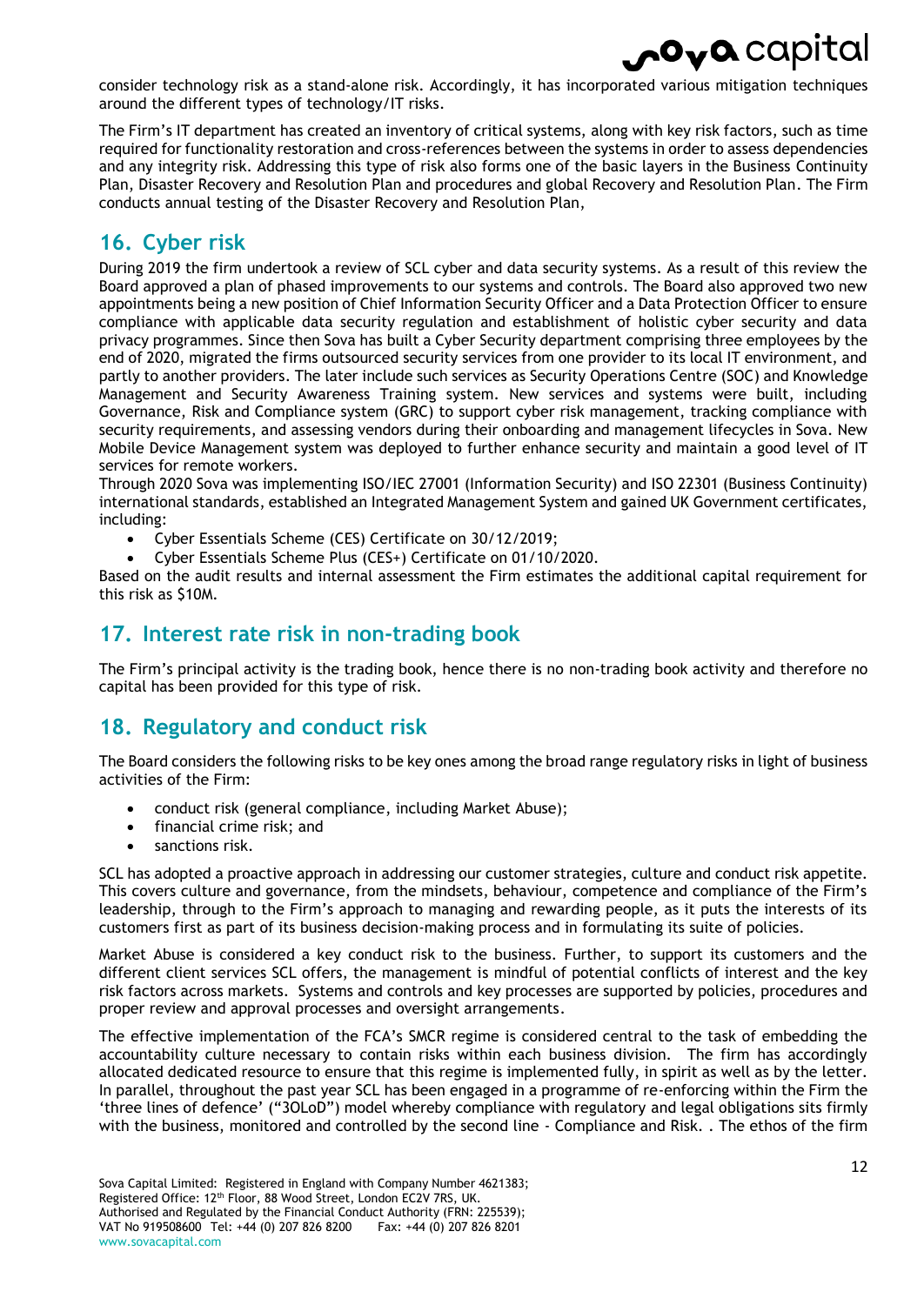consider technology risk as a stand-alone risk. Accordingly, it has incorporated various mitigation techniques around the different types of technology/IT risks.

The Firm's IT department has created an inventory of critical systems, along with key risk factors, such as time required for functionality restoration and cross-references between the systems in order to assess dependencies and any integrity risk. Addressing this type of risk also forms one of the basic layers in the Business Continuity Plan, Disaster Recovery and Resolution Plan and procedures and global Recovery and Resolution Plan. The Firm conducts annual testing of the Disaster Recovery and Resolution Plan,

## 16. Cyber risk

During 2019 the firm undertook a review of SCL cyber and data security systems. As a result of this review the Board approved a plan of phased improvements to our systems and controls. The Board also approved two new appointments being a new position of Chief Information Security Officer and a Data Protection Officer to ensure compliance with applicable data security regulation and establishment of holistic cyber security and data privacy programmes. Since then Sova has built a Cyber Security department comprising three employees by the end of 2020, migrated the firms outsourced security services from one provider to its local IT environment, and partly to another providers. The later include such services as Security Operations Centre (SOC) and Knowledge Management and Security Awareness Training system. New services and systems were built, including Governance, Risk and Compliance system (GRC) to support cyber risk management, tracking compliance with security requirements, and assessing vendors during their onboarding and management lifecycles in Sova. New Mobile Device Management system was deployed to further enhance security and maintain a good level of IT services for remote workers.

Through 2020 Sova was implementing ISO/IEC 27001 (Information Security) and ISO 22301 (Business Continuity) international standards, established an Integrated Management System and gained UK Government certificates, including:

- Cyber Essentials Scheme (CES) Certificate on 30/12/2019;
- Cyber Essentials Scheme Plus (CES+) Certificate on 01/10/2020.

Based on the audit results and internal assessment the Firm estimates the additional capital requirement for this risk as $10M.

## 17. Interest rate risk in non-trading book

The Firm's principal activity is the trading book, hence there is no non-trading book activity and therefore no capital has been provided for this type of risk.

## 18. Regulatory and conduct risk

The Board considers the following risks to be key ones among the broad range regulatory risks in light of business activities of the Firm:

- conduct risk (general compliance, including Market Abuse);
- financial crime risk; and
- sanctions risk.

SCL has adopted a proactive approach in addressing our customer strategies, culture and conduct risk appetite. This covers culture and governance, from the mindsets, behaviour, competence and compliance of the Firm's leadership, through to the Firm's approach to managing and rewarding people, as it puts the interests of its customers first as part of its business decision-making process and in formulating its suite of policies.

Market Abuse is considered a key conduct risk to the business. Further, to support its customers and the different client services SCL offers, the management is mindful of potential conflicts of interest and the key risk factors across markets. Systems and controls and key processes are supported by policies, procedures and proper review and approval processes and oversight arrangements.

The effective implementation of the FCA's SMCR regime is considered central to the task of embedding the accountability culture necessary to contain risks within each business division. The firm has accordingly allocated dedicated resource to ensure that this regime is implemented fully, in spirit as well as by the letter. In parallel, throughout the past year SCL has been engaged in a programme of re-enforcing within the Firm the 'three lines of defence' ("3OLoD") model whereby compliance with regulatory and legal obligations sits firmly with the business, monitored and controlled by the second line - Compliance and Risk. . The ethos of the firm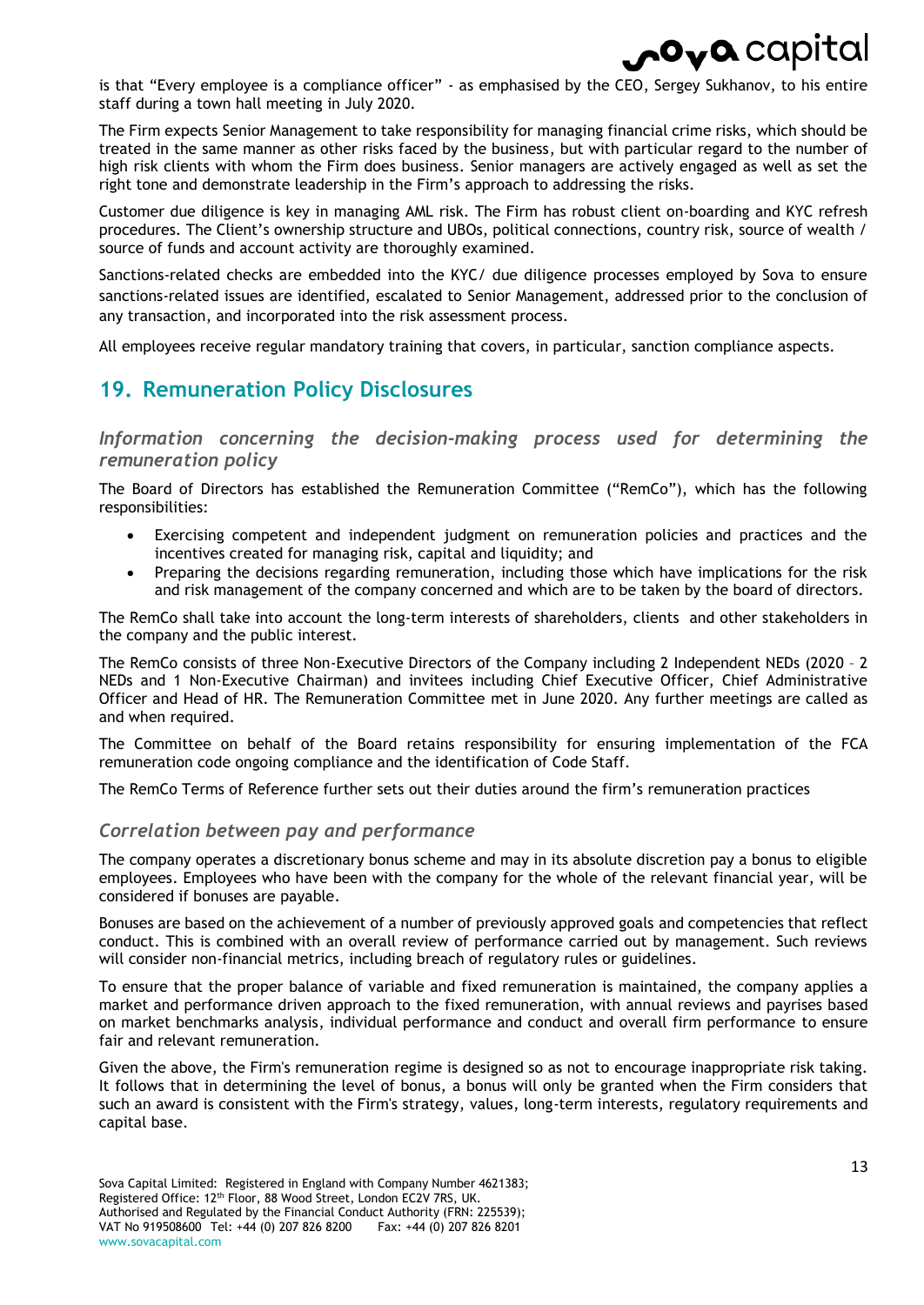is that "Every employee is a compliance officer" - as emphasised by the CEO, Sergey Sukhanov, to his entire staff during a town hall meeting in July 2020.

The Firm expects Senior Management to take responsibility for managing financial crime risks, which should be treated in the same manner as other risks faced by the business, but with particular regard to the number of high risk clients with whom the Firm does business. Senior managers are actively engaged as well as set the right tone and demonstrate leadership in the Firm's approach to addressing the risks.

Customer due diligence is key in managing AML risk. The Firm has robust client on-boarding and KYC refresh procedures. The Client's ownership structure and UBOs, political connections, country risk, source of wealth / source of funds and account activity are thoroughly examined.

Sanctions-related checks are embedded into the KYC/ due diligence processes employed by Sova to ensure sanctions-related issues are identified, escalated to Senior Management, addressed prior to the conclusion of any transaction, and incorporated into the risk assessment process.

All employees receive regular mandatory training that covers, in particular, sanction compliance aspects.

## 19. Remuneration Policy Disclosures

### *Information concerning the decision-making process used for determining the remuneration policy*

The Board of Directors has established the Remuneration Committee ("RemCo"), which has the following responsibilities:

- Exercising competent and independent judgment on remuneration policies and practices and the incentives created for managing risk, capital and liquidity; and
- Preparing the decisions regarding remuneration, including those which have implications for the risk and risk management of the company concerned and which are to be taken by the board of directors.

The RemCo shall take into account the long-term interests of shareholders, clients and other stakeholders in the company and the public interest.

The RemCo consists of three Non-Executive Directors of the Company including 2 Independent NEDs (2020 – 2 NEDs and 1 Non-Executive Chairman) and invitees including Chief Executive Officer, Chief Administrative Officer and Head of HR. The Remuneration Committee met in June 2020. Any further meetings are called as and when required.

The Committee on behalf of the Board retains responsibility for ensuring implementation of the FCA remuneration code ongoing compliance and the identification of Code Staff.

The RemCo Terms of Reference further sets out their duties around the firm's remuneration practices

### *Correlation between pay and performance*

The company operates a discretionary bonus scheme and may in its absolute discretion pay a bonus to eligible employees. Employees who have been with the company for the whole of the relevant financial year, will be considered if bonuses are payable.

Bonuses are based on the achievement of a number of previously approved goals and competencies that reflect conduct. This is combined with an overall review of performance carried out by management. Such reviews will consider non-financial metrics, including breach of regulatory rules or guidelines.

To ensure that the proper balance of variable and fixed remuneration is maintained, the company applies a market and performance driven approach to the fixed remuneration, with annual reviews and payrises based on market benchmarks analysis, individual performance and conduct and overall firm performance to ensure fair and relevant remuneration.

Given the above, the Firm's remuneration regime is designed so as not to encourage inappropriate risk taking. It follows that in determining the level of bonus, a bonus will only be granted when the Firm considers that such an award is consistent with the Firm's strategy, values, long-term interests, regulatory requirements and capital base.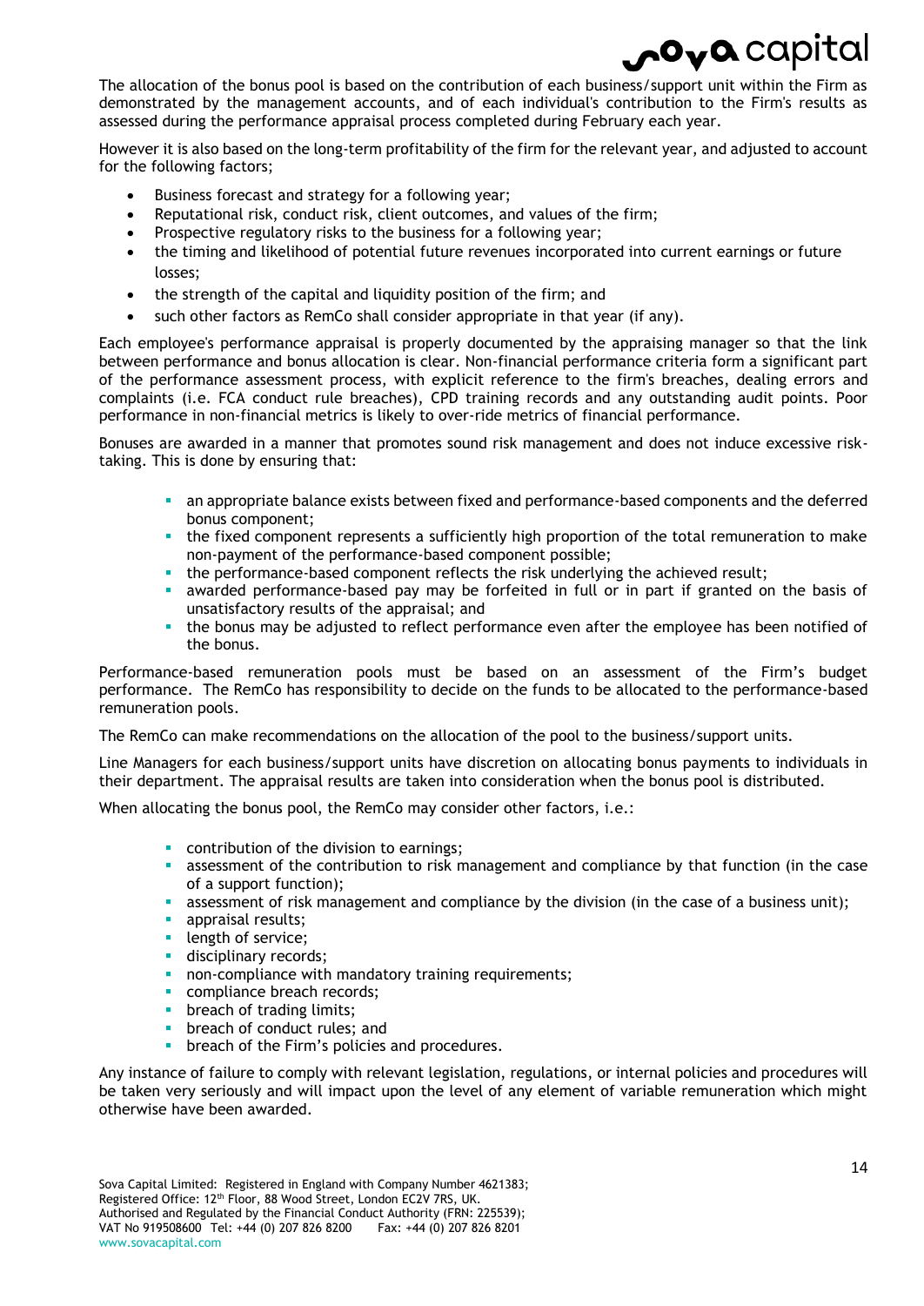The allocation of the bonus pool is based on the contribution of each business/support unit within the Firm as demonstrated by the management accounts, and of each individual's contribution to the Firm's results as assessed during the performance appraisal process completed during February each year.

However it is also based on the long-term profitability of the firm for the relevant year, and adjusted to account for the following factors;

- Business forecast and strategy for a following year;
- Reputational risk, conduct risk, client outcomes, and values of the firm;
- Prospective regulatory risks to the business for a following year;
- the timing and likelihood of potential future revenues incorporated into current earnings or future losses;
- the strength of the capital and liquidity position of the firm; and
- such other factors as RemCo shall consider appropriate in that year (if any).

Each employee's performance appraisal is properly documented by the appraising manager so that the link between performance and bonus allocation is clear. Non-financial performance criteria form a significant part of the performance assessment process, with explicit reference to the firm's breaches, dealing errors and complaints (i.e. FCA conduct rule breaches), CPD training records and any outstanding audit points. Poor performance in non-financial metrics is likely to over-ride metrics of financial performance.

Bonuses are awarded in a manner that promotes sound risk management and does not induce excessive risk-taking. This is done by ensuring that:

- an appropriate balance exists between fixed and performance-based components and the deferred bonus component;
- the fixed component represents a sufficiently high proportion of the total remuneration to make non-payment of the performance-based component possible;
- the performance-based component reflects the risk underlying the achieved result;
- awarded performance-based pay may be forfeited in full or in part if granted on the basis of unsatisfactory results of the appraisal; and
- the bonus may be adjusted to reflect performance even after the employee has been notified of the bonus.

Performance-based remuneration pools must be based on an assessment of the Firm's budget performance. The RemCo has responsibility to decide on the funds to be allocated to the performance-based remuneration pools.

The RemCo can make recommendations on the allocation of the pool to the business/support units.

Line Managers for each business/support units have discretion on allocating bonus payments to individuals in their department. The appraisal results are taken into consideration when the bonus pool is distributed.

When allocating the bonus pool, the RemCo may consider other factors, i.e.:

- contribution of the division to earnings;
- assessment of the contribution to risk management and compliance by that function (in the case of a support function);
- assessment of risk management and compliance by the division (in the case of a business unit);
- appraisal results;
- length of service;
- disciplinary records;
- non-compliance with mandatory training requirements;
- compliance breach records;
- breach of trading limits;
- breach of conduct rules; and
- breach of the Firm's policies and procedures.

Any instance of failure to comply with relevant legislation, regulations, or internal policies and procedures will be taken very seriously and will impact upon the level of any element of variable remuneration which might otherwise have been awarded.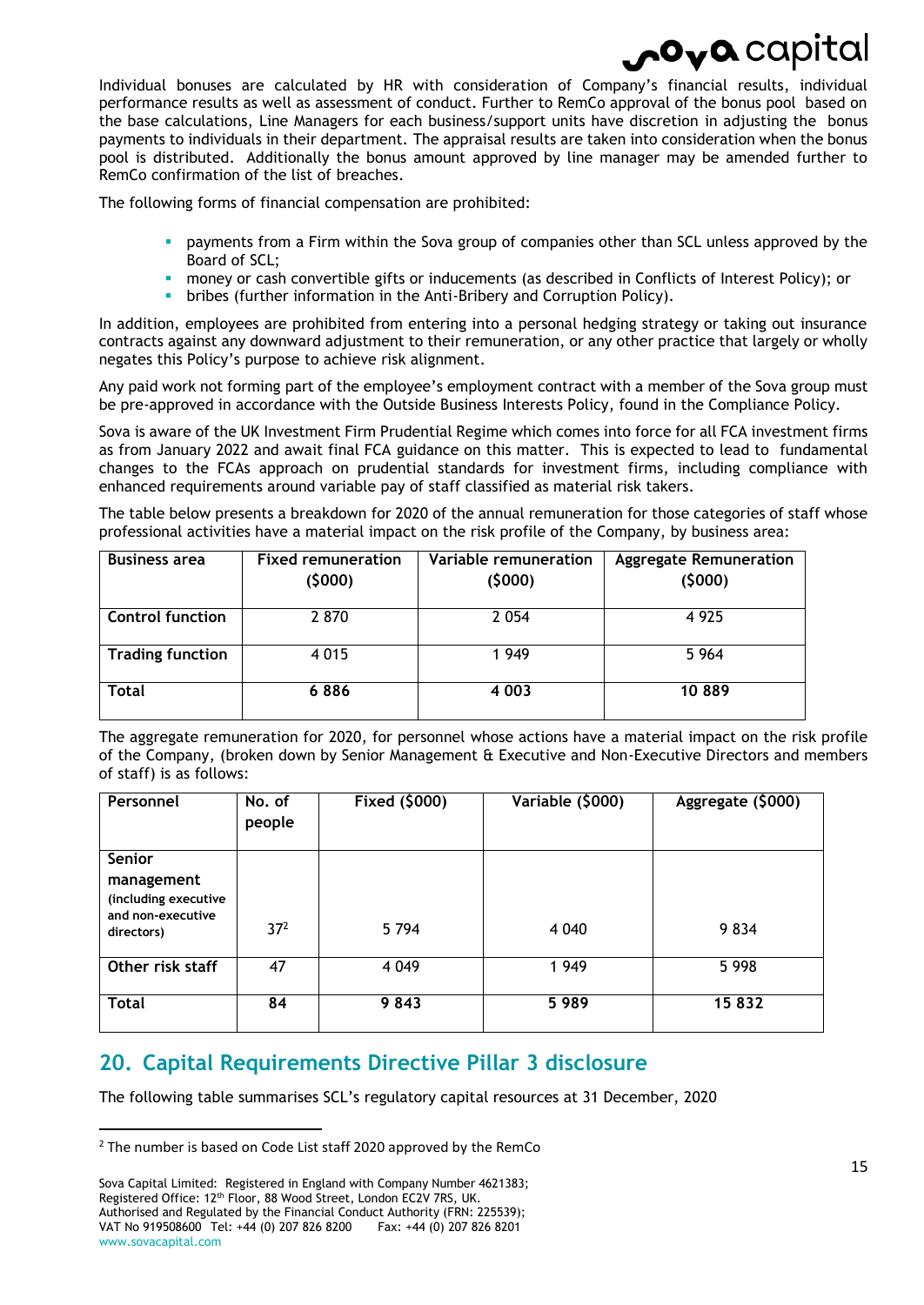Individual bonuses are calculated by HR with consideration of Company's financial results, individual performance results as well as assessment of conduct. Further to RemCo approval of the bonus pool based on the base calculations, Line Managers for each business/support units have discretion in adjusting the bonus payments to individuals in their department. The appraisal results are taken into consideration when the bonus pool is distributed. Additionally the bonus amount approved by line manager may be amended further to RemCo confirmation of the list of breaches.

The following forms of financial compensation are prohibited:

- payments from a Firm within the Sova group of companies other than SCL unless approved by the Board of SCL;
- money or cash convertible gifts or inducements (as described in Conflicts of Interest Policy); or
- bribes (further information in the Anti-Bribery and Corruption Policy).

In addition, employees are prohibited from entering into a personal hedging strategy or taking out insurance contracts against any downward adjustment to their remuneration, or any other practice that largely or wholly negates this Policy's purpose to achieve risk alignment.

Any paid work not forming part of the employee's employment contract with a member of the Sova group must be pre-approved in accordance with the Outside Business Interests Policy, found in the Compliance Policy.

Sova is aware of the UK Investment Firm Prudential Regime which comes into force for all FCA investment firms as from January 2022 and await final FCA guidance on this matter. This is expected to lead to fundamental changes to the FCAs approach on prudential standards for investment firms, including compliance with enhanced requirements around variable pay of staff classified as material risk takers.

The table below presents a breakdown for 2020 of the annual remuneration for those categories of staff whose professional activities have a material impact on the risk profile of the Company, by business area:

| Business area | Fixed remuneration ($000) | Variable remuneration ($000) | Aggregate Remuneration ($000) |
|---|---|---|---|
| Control function | 2 870 | 2 054 | 4 925 |
| Trading function | 4 015 | 1 949 | 5 964 |
| **Total** | **6 886** | **4 003** | **10 889** |

The aggregate remuneration for 2020, for personnel whose actions have a material impact on the risk profile of the Company, (broken down by Senior Management & Executive and Non-Executive Directors and members of staff) is as follows:

| Personnel | No. of people | Fixed ($000) | Variable ($000) | Aggregate ($000) |
|---|---|---|---|---|
| Senior management (including executive and non-executive directors) | 37[2] | 5 794 | 4 040 | 9 834 |
| Other risk staff | 47 | 4 049 | 1 949 | 5 998 |
| **Total** | **84** | **9 843** | **5 989** | **15 832** |

## 20. Capital Requirements Directive Pillar 3 disclosure

The following table summarises SCL's regulatory capital resources at 31 December, 2020

[2] The number is based on Code List staff 2020 approved by the RemCo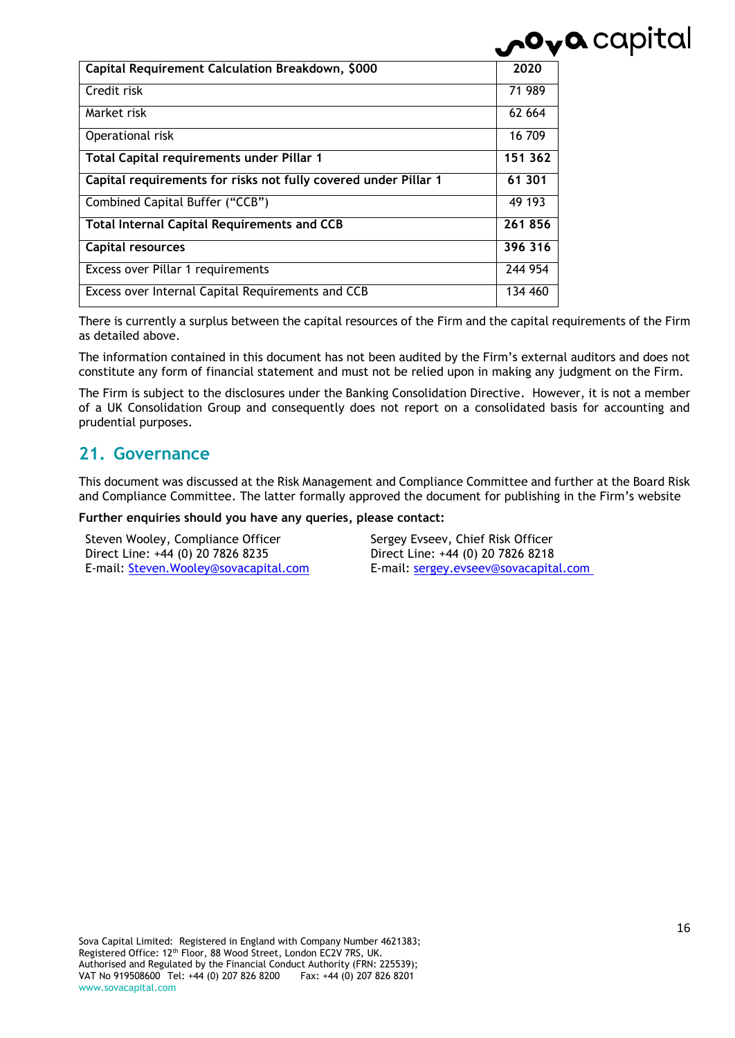| Capital Requirement Calculation Breakdown, $000 | 2020 |
|---|---|
| Credit risk | 71 989 |
| Market risk | 62 664 |
| Operational risk | 16 709 |
| **Total Capital requirements under Pillar 1** | **151 362** |
| **Capital requirements for risks not fully covered under Pillar 1** | **61 301** |
| Combined Capital Buffer (“CCB”) | 49 193 |
| **Total Internal Capital Requirements and CCB** | **261 856** |
| **Capital resources** | **396 316** |
| Excess over Pillar 1 requirements | 244 954 |
| Excess over Internal Capital Requirements and CCB | 134 460 |

There is currently a surplus between the capital resources of the Firm and the capital requirements of the Firm as detailed above.

The information contained in this document has not been audited by the Firm’s external auditors and does not constitute any form of financial statement and must not be relied upon in making any judgment on the Firm.

The Firm is subject to the disclosures under the Banking Consolidation Directive. However, it is not a member of a UK Consolidation Group and consequently does not report on a consolidated basis for accounting and prudential purposes.

## 21. Governance

This document was discussed at the Risk Management and Compliance Committee and further at the Board Risk and Compliance Committee. The latter formally approved the document for publishing in the Firm’s website

**Further enquiries should you have any queries, please contact:**

Steven Wooley, Compliance Officer
Direct Line: +44 (0) 20 7826 8235
E-mail: Steven.Wooley@sovacapital.com

Sergey Evseev, Chief Risk Officer
Direct Line: +44 (0) 20 7826 8218
E-mail: sergey.evseev@sovacapital.com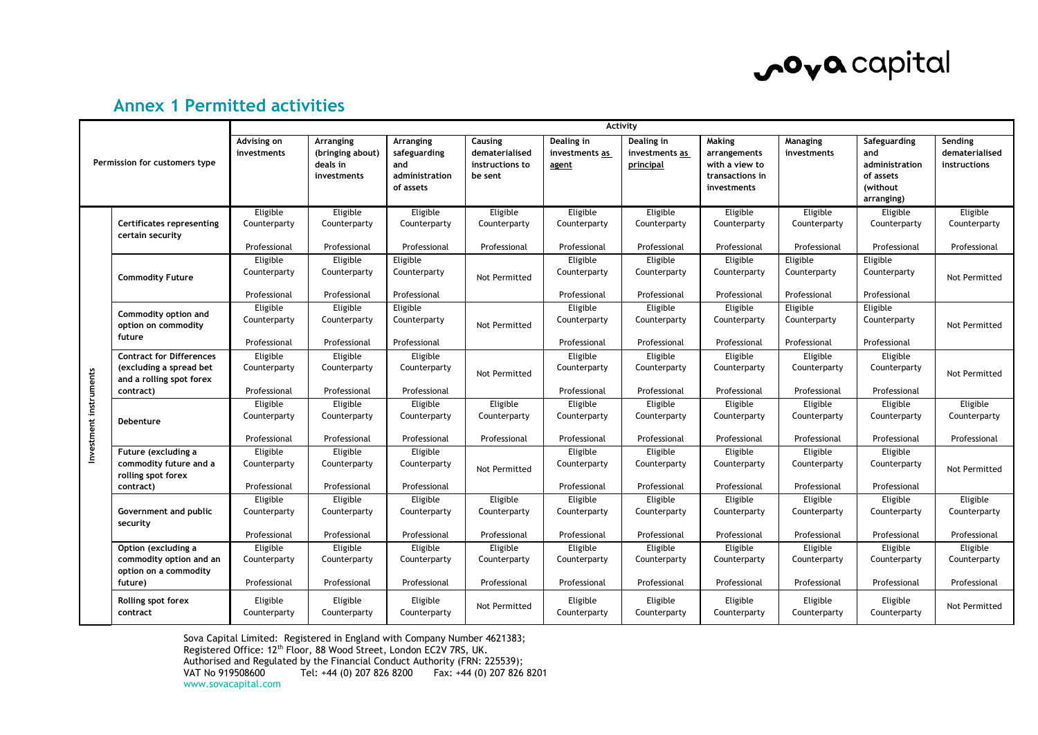## Annex 1 Permitted activities

| Permission for customers type | | Activity | | | | | | | | | |
|---|---|---|---|---|---|---|---|---|---|---|---|
| | | Advising on investments | Arranging (bringing about) deals in investments | Arranging safeguarding and administration of assets | Causing dematerialised instructions to be sent | Dealing in investments as agent | Dealing in investments as principal | Making arrangements with a view to transactions in investments | Managing investments | Safeguarding and administration of assets (without arranging) | Sending dematerialised instructions |
| Investment instruments | Certificates representing certain security | Eligible Counterparty Professional | Eligible Counterparty Professional | Eligible Counterparty Professional | Eligible Counterparty Professional | Eligible Counterparty Professional | Eligible Counterparty Professional | Eligible Counterparty Professional | Eligible Counterparty Professional | Eligible Counterparty Professional | Eligible Counterparty Professional |
| | Commodity Future | Eligible Counterparty Professional | Eligible Counterparty Professional | Eligible Counterparty Professional | Not Permitted | Eligible Counterparty Professional | Eligible Counterparty Professional | Eligible Counterparty Professional | Eligible Counterparty Professional | Eligible Counterparty Professional | Not Permitted |
| | Commodity option and option on commodity future | Eligible Counterparty Professional | Eligible Counterparty Professional | Eligible Counterparty Professional | Not Permitted | Eligible Counterparty Professional | Eligible Counterparty Professional | Eligible Counterparty Professional | Eligible Counterparty Professional | Eligible Counterparty Professional | Not Permitted |
| | Contract for Differences (excluding a spread bet and a rolling spot forex contract) | Eligible Counterparty Professional | Eligible Counterparty Professional | Eligible Counterparty Professional | Not Permitted | Eligible Counterparty Professional | Eligible Counterparty Professional | Eligible Counterparty Professional | Eligible Counterparty Professional | Eligible Counterparty Professional | Not Permitted |
| | Debenture | Eligible Counterparty Professional | Eligible Counterparty Professional | Eligible Counterparty Professional | Eligible Counterparty Professional | Eligible Counterparty Professional | Eligible Counterparty Professional | Eligible Counterparty Professional | Eligible Counterparty Professional | Eligible Counterparty Professional | Eligible Counterparty Professional |
| | Future (excluding a commodity future and a rolling spot forex contract) | Eligible Counterparty Professional | Eligible Counterparty Professional | Eligible Counterparty Professional | Not Permitted | Eligible Counterparty Professional | Eligible Counterparty Professional | Eligible Counterparty Professional | Eligible Counterparty Professional | Eligible Counterparty Professional | Not Permitted |
| | Government and public security | Eligible Counterparty Professional | Eligible Counterparty Professional | Eligible Counterparty Professional | Eligible Counterparty Professional | Eligible Counterparty Professional | Eligible Counterparty Professional | Eligible Counterparty Professional | Eligible Counterparty Professional | Eligible Counterparty Professional | Eligible Counterparty Professional |
| | Option (excluding a commodity option and an option on a commodity future) | Eligible Counterparty Professional | Eligible Counterparty Professional | Eligible Counterparty Professional | Eligible Counterparty Professional | Eligible Counterparty Professional | Eligible Counterparty Professional | Eligible Counterparty Professional | Eligible Counterparty Professional | Eligible Counterparty Professional | Eligible Counterparty Professional |
| | Rolling spot forex contract | Eligible Counterparty | Eligible Counterparty | Eligible Counterparty | Not Permitted | Eligible Counterparty | Eligible Counterparty | Eligible Counterparty | Eligible Counterparty | Eligible Counterparty | Not Permitted |

Sova Capital Limited: Registered in England with Company Number 4621383;
Registered Office: 12th Floor, 88 Wood Street, London EC2V 7RS, UK.
Authorised and Regulated by the Financial Conduct Authority (FRN: 225539);
VAT No 919508600 Tel: +44 (0) 207 826 8200 Fax: +44 (0) 207 826 8201
www.sovacapital.com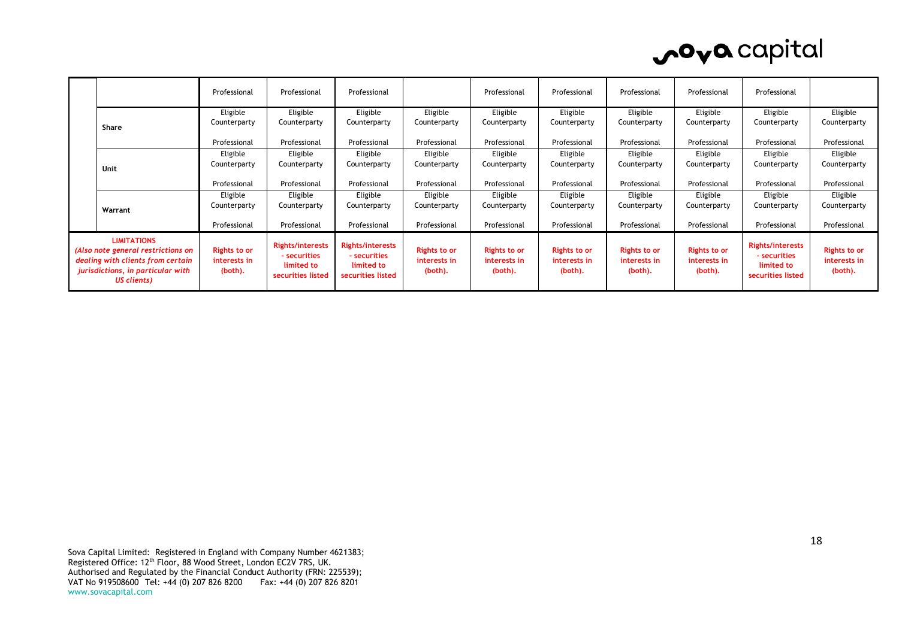| | | | | | | | | | | | |
|---|---|---|---|---|---|---|---|---|---|---|---|
| | | Professional | Professional | Professional | | Professional | Professional | Professional | Professional | Professional | |
| | Share | Eligible Counterparty<br><br>Professional | Eligible Counterparty<br><br>Professional | Eligible Counterparty<br><br>Professional | Eligible Counterparty<br><br>Professional | Eligible Counterparty<br><br>Professional | Eligible Counterparty<br><br>Professional | Eligible Counterparty<br><br>Professional | Eligible Counterparty<br><br>Professional | Eligible Counterparty<br><br>Professional | Eligible Counterparty<br><br>Professional |
| | Unit | Eligible Counterparty<br><br>Professional | Eligible Counterparty<br><br>Professional | Eligible Counterparty<br><br>Professional | Eligible Counterparty<br><br>Professional | Eligible Counterparty<br><br>Professional | Eligible Counterparty<br><br>Professional | Eligible Counterparty<br><br>Professional | Eligible Counterparty<br><br>Professional | Eligible Counterparty<br><br>Professional | Eligible Counterparty<br><br>Professional |
| | Warrant | Eligible Counterparty<br><br>Professional | Eligible Counterparty<br><br>Professional | Eligible Counterparty<br><br>Professional | Eligible Counterparty<br><br>Professional | Eligible Counterparty<br><br>Professional | Eligible Counterparty<br><br>Professional | Eligible Counterparty<br><br>Professional | Eligible Counterparty<br><br>Professional | Eligible Counterparty<br><br>Professional | Eligible Counterparty<br><br>Professional |
| **LIMITATIONS**<br>***(Also note general restrictions on dealing with clients from certain jurisdictions, in particular with US clients)*** | | **Rights to or interests in (both).** | **Rights/interests - securities limited to securities listed** | **Rights/interests - securities limited to securities listed** | **Rights to or interests in (both).** | **Rights to or interests in (both).** | **Rights to or interests in (both).** | **Rights to or interests in (both).** | **Rights to or interests in (both).** | **Rights/interests - securities limited to securities listed** | **Rights to or interests in (both).** |

Sova Capital Limited: Registered in England with Company Number 4621383;
Registered Office: 12th Floor, 88 Wood Street, London EC2V 7RS, UK.
Authorised and Regulated by the Financial Conduct Authority (FRN: 225539);
VAT No 919508600 Tel: +44 (0) 207 826 8200 Fax: +44 (0) 207 826 8201
www.sovacapital.com